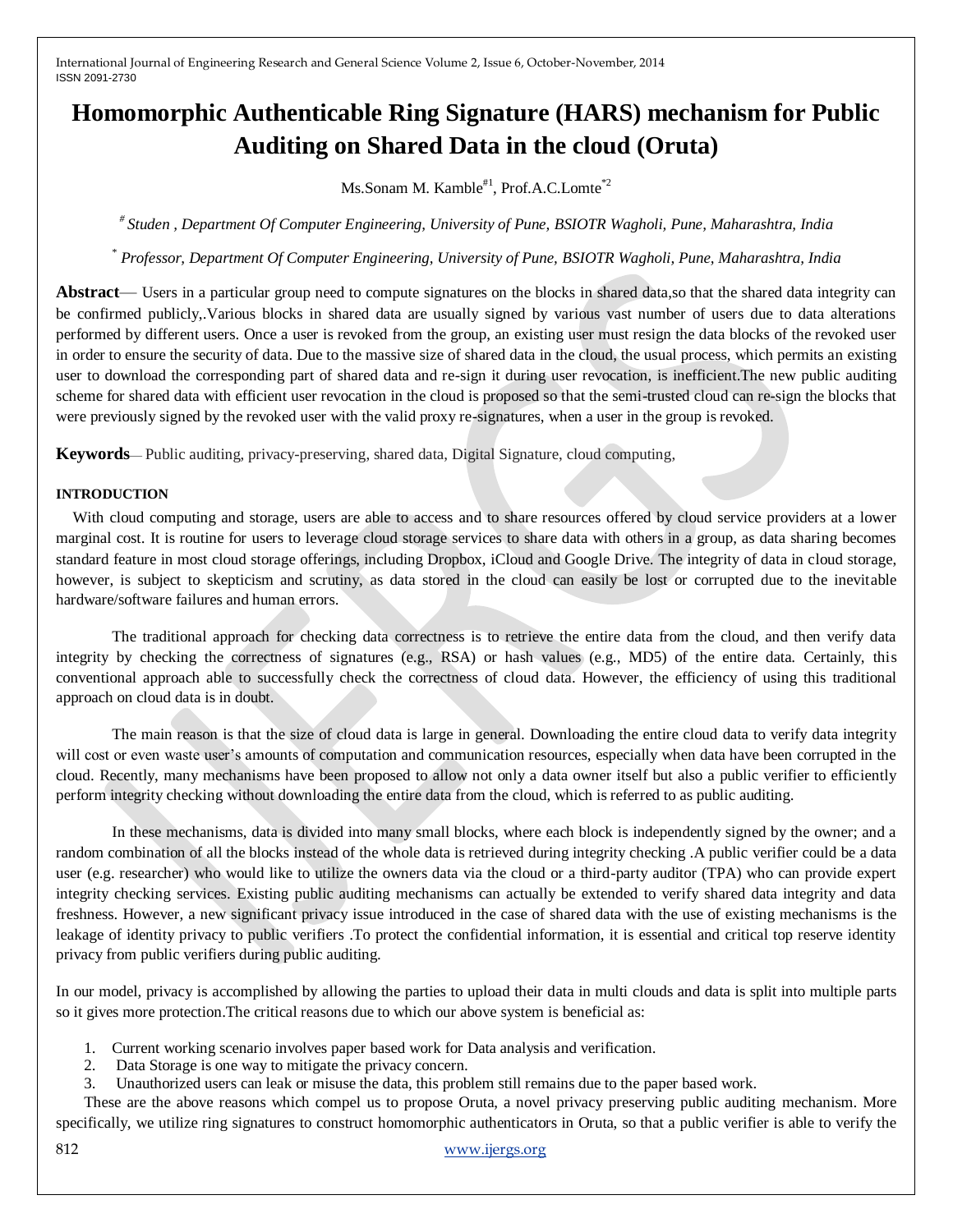# Homomorphic Authenticable Ring Signature (HARS) mechanism for Public Auditing on Shared Data in the cloud (Oruta)

Ms.Sonam M. Kamble[#1], Prof.A.C.Lomte[*2]

[#] *Studen , Department Of Computer Engineering, University of Pune, BSIOTR Wagholi, Pune, Maharashtra, India*

[*] *Professor, Department Of Computer Engineering, University of Pune, BSIOTR Wagholi, Pune, Maharashtra, India*

**Abstract**— Users in a particular group need to compute signatures on the blocks in shared data,so that the shared data integrity can be confirmed publicly,.Various blocks in shared data are usually signed by various vast number of users due to data alterations performed by different users. Once a user is revoked from the group, an existing user must resign the data blocks of the revoked user in order to ensure the security of data. Due to the massive size of shared data in the cloud, the usual process, which permits an existing user to download the corresponding part of shared data and re-sign it during user revocation, is inefficient.The new public auditing scheme for shared data with efficient user revocation in the cloud is proposed so that the semi-trusted cloud can re-sign the blocks that were previously signed by the revoked user with the valid proxy re-signatures, when a user in the group is revoked.

**Keywords**— Public auditing, privacy-preserving, shared data, Digital Signature, cloud computing,

## INTRODUCTION

With cloud computing and storage, users are able to access and to share resources offered by cloud service providers at a lower marginal cost. It is routine for users to leverage cloud storage services to share data with others in a group, as data sharing becomes standard feature in most cloud storage offerings, including Dropbox, iCloud and Google Drive. The integrity of data in cloud storage, however, is subject to skepticism and scrutiny, as data stored in the cloud can easily be lost or corrupted due to the inevitable hardware/software failures and human errors.

The traditional approach for checking data correctness is to retrieve the entire data from the cloud, and then verify data integrity by checking the correctness of signatures (e.g., RSA) or hash values (e.g., MD5) of the entire data. Certainly, this conventional approach able to successfully check the correctness of cloud data. However, the efficiency of using this traditional approach on cloud data is in doubt.

The main reason is that the size of cloud data is large in general. Downloading the entire cloud data to verify data integrity will cost or even waste user's amounts of computation and communication resources, especially when data have been corrupted in the cloud. Recently, many mechanisms have been proposed to allow not only a data owner itself but also a public verifier to efficiently perform integrity checking without downloading the entire data from the cloud, which is referred to as public auditing.

In these mechanisms, data is divided into many small blocks, where each block is independently signed by the owner; and a random combination of all the blocks instead of the whole data is retrieved during integrity checking .A public verifier could be a data user (e.g. researcher) who would like to utilize the owners data via the cloud or a third-party auditor (TPA) who can provide expert integrity checking services. Existing public auditing mechanisms can actually be extended to verify shared data integrity and data freshness. However, a new significant privacy issue introduced in the case of shared data with the use of existing mechanisms is the leakage of identity privacy to public verifiers .To protect the confidential information, it is essential and critical top reserve identity privacy from public verifiers during public auditing.

In our model, privacy is accomplished by allowing the parties to upload their data in multi clouds and data is split into multiple parts so it gives more protection.The critical reasons due to which our above system is beneficial as:

1. Current working scenario involves paper based work for Data analysis and verification.
2. Data Storage is one way to mitigate the privacy concern.
3. Unauthorized users can leak or misuse the data, this problem still remains due to the paper based work.

These are the above reasons which compel us to propose Oruta, a novel privacy preserving public auditing mechanism. More specifically, we utilize ring signatures to construct homomorphic authenticators in Oruta, so that a public verifier is able to verify the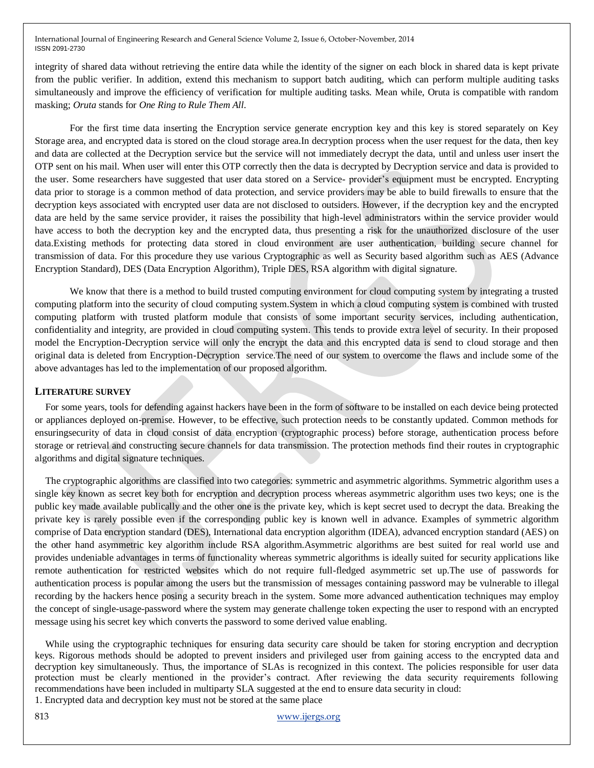integrity of shared data without retrieving the entire data while the identity of the signer on each block in shared data is kept private from the public verifier. In addition, extend this mechanism to support batch auditing, which can perform multiple auditing tasks simultaneously and improve the efficiency of verification for multiple auditing tasks. Mean while, Oruta is compatible with random masking; *Oruta* stands for *One Ring to Rule Them All*.

For the first time data inserting the Encryption service generate encryption key and this key is stored separately on Key Storage area, and encrypted data is stored on the cloud storage area.In decryption process when the user request for the data, then key and data are collected at the Decryption service but the service will not immediately decrypt the data, until and unless user insert the OTP sent on his mail. When user will enter this OTP correctly then the data is decrypted by Decryption service and data is provided to the user. Some researchers have suggested that user data stored on a Service- provider's equipment must be encrypted. Encrypting data prior to storage is a common method of data protection, and service providers may be able to build firewalls to ensure that the decryption keys associated with encrypted user data are not disclosed to outsiders. However, if the decryption key and the encrypted data are held by the same service provider, it raises the possibility that high-level administrators within the service provider would have access to both the decryption key and the encrypted data, thus presenting a risk for the unauthorized disclosure of the user data.Existing methods for protecting data stored in cloud environment are user authentication, building secure channel for transmission of data. For this procedure they use various Cryptographic as well as Security based algorithm such as AES (Advance Encryption Standard), DES (Data Encryption Algorithm), Triple DES, RSA algorithm with digital signature.

We know that there is a method to build trusted computing environment for cloud computing system by integrating a trusted computing platform into the security of cloud computing system.System in which a cloud computing system is combined with trusted computing platform with trusted platform module that consists of some important security services, including authentication, confidentiality and integrity, are provided in cloud computing system. This tends to provide extra level of security. In their proposed model the Encryption-Decryption service will only the encrypt the data and this encrypted data is send to cloud storage and then original data is deleted from Encryption-Decryption service.The need of our system to overcome the flaws and include some of the above advantages has led to the implementation of our proposed algorithm.

## LITERATURE SURVEY

For some years, tools for defending against hackers have been in the form of software to be installed on each device being protected or appliances deployed on-premise. However, to be effective, such protection needs to be constantly updated. Common methods for ensuringsecurity of data in cloud consist of data encryption (cryptographic process) before storage, authentication process before storage or retrieval and constructing secure channels for data transmission. The protection methods find their routes in cryptographic algorithms and digital signature techniques.

The cryptographic algorithms are classified into two categories: symmetric and asymmetric algorithms. Symmetric algorithm uses a single key known as secret key both for encryption and decryption process whereas asymmetric algorithm uses two keys; one is the public key made available publically and the other one is the private key, which is kept secret used to decrypt the data. Breaking the private key is rarely possible even if the corresponding public key is known well in advance. Examples of symmetric algorithm comprise of Data encryption standard (DES), International data encryption algorithm (IDEA), advanced encryption standard (AES) on the other hand asymmetric key algorithm include RSA algorithm.Asymmetric algorithms are best suited for real world use and provides undeniable advantages in terms of functionality whereas symmetric algorithms is ideally suited for security applications like remote authentication for restricted websites which do not require full-fledged asymmetric set up.The use of passwords for authentication process is popular among the users but the transmission of messages containing password may be vulnerable to illegal recording by the hackers hence posing a security breach in the system. Some more advanced authentication techniques may employ the concept of single-usage-password where the system may generate challenge token expecting the user to respond with an encrypted message using his secret key which converts the password to some derived value enabling.

While using the cryptographic techniques for ensuring data security care should be taken for storing encryption and decryption keys. Rigorous methods should be adopted to prevent insiders and privileged user from gaining access to the encrypted data and decryption key simultaneously. Thus, the importance of SLAs is recognized in this context. The policies responsible for user data protection must be clearly mentioned in the provider's contract. After reviewing the data security requirements following recommendations have been included in multiparty SLA suggested at the end to ensure data security in cloud:

1. Encrypted data and decryption key must not be stored at the same place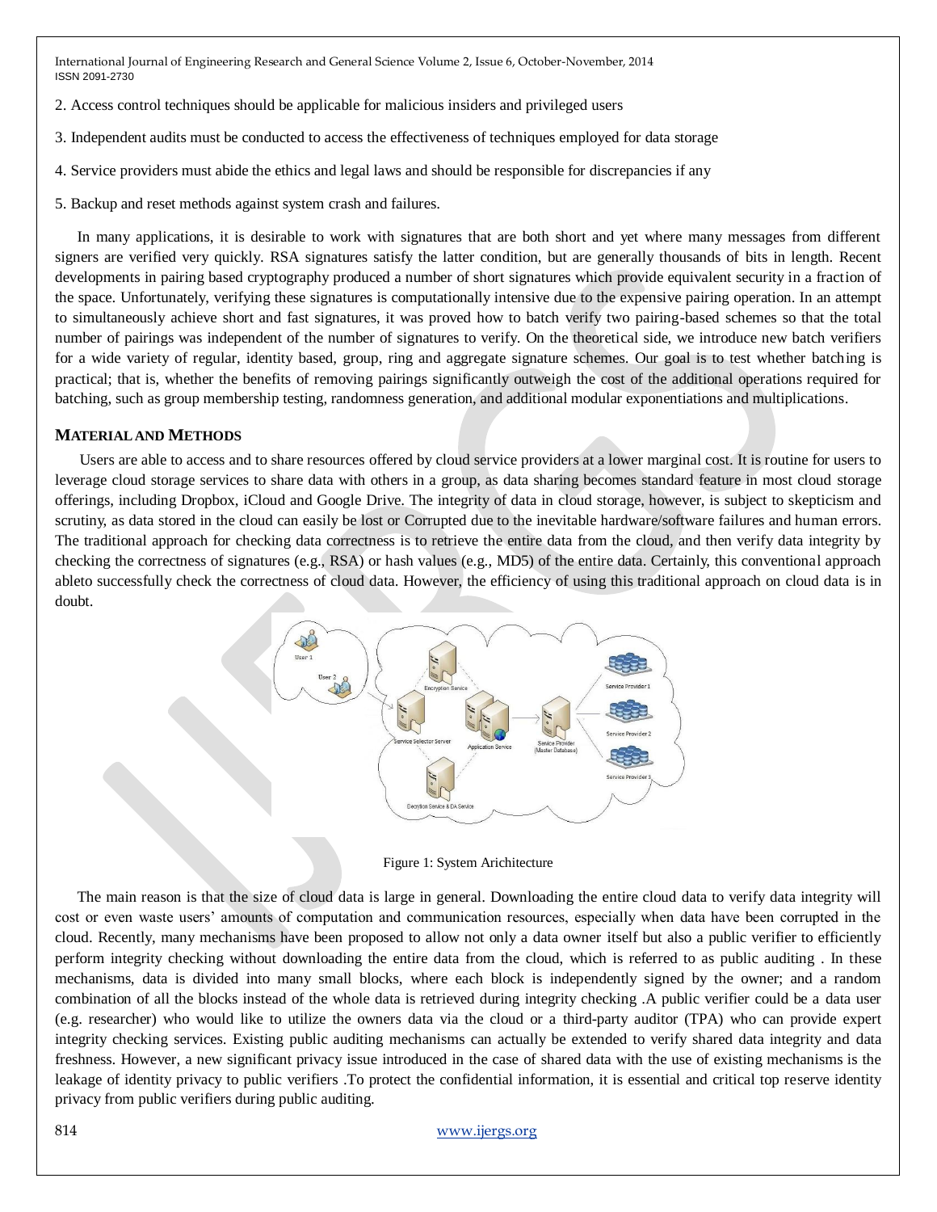2. Access control techniques should be applicable for malicious insiders and privileged users

3. Independent audits must be conducted to access the effectiveness of techniques employed for data storage

4. Service providers must abide the ethics and legal laws and should be responsible for discrepancies if any

5. Backup and reset methods against system crash and failures.

In many applications, it is desirable to work with signatures that are both short and yet where many messages from different signers are verified very quickly. RSA signatures satisfy the latter condition, but are generally thousands of bits in length. Recent developments in pairing based cryptography produced a number of short signatures which provide equivalent security in a fraction of the space. Unfortunately, verifying these signatures is computationally intensive due to the expensive pairing operation. In an attempt to simultaneously achieve short and fast signatures, it was proved how to batch verify two pairing-based schemes so that the total number of pairings was independent of the number of signatures to verify. On the theoretical side, we introduce new batch verifiers for a wide variety of regular, identity based, group, ring and aggregate signature schemes. Our goal is to test whether batching is practical; that is, whether the benefits of removing pairings significantly outweigh the cost of the additional operations required for batching, such as group membership testing, randomness generation, and additional modular exponentiations and multiplications.

## MATERIAL AND METHODS

Users are able to access and to share resources offered by cloud service providers at a lower marginal cost. It is routine for users to leverage cloud storage services to share data with others in a group, as data sharing becomes standard feature in most cloud storage offerings, including Dropbox, iCloud and Google Drive. The integrity of data in cloud storage, however, is subject to skepticism and scrutiny, as data stored in the cloud can easily be lost or Corrupted due to the inevitable hardware/software failures and human errors. The traditional approach for checking data correctness is to retrieve the entire data from the cloud, and then verify data integrity by checking the correctness of signatures (e.g., RSA) or hash values (e.g., MD5) of the entire data. Certainly, this conventional approach ableto successfully check the correctness of cloud data. However, the efficiency of using this traditional approach on cloud data is in doubt.

Figure 1: System Arichitecture

The main reason is that the size of cloud data is large in general. Downloading the entire cloud data to verify data integrity will cost or even waste users' amounts of computation and communication resources, especially when data have been corrupted in the cloud. Recently, many mechanisms have been proposed to allow not only a data owner itself but also a public verifier to efficiently perform integrity checking without downloading the entire data from the cloud, which is referred to as public auditing . In these mechanisms, data is divided into many small blocks, where each block is independently signed by the owner; and a random combination of all the blocks instead of the whole data is retrieved during integrity checking .A public verifier could be a data user (e.g. researcher) who would like to utilize the owners data via the cloud or a third-party auditor (TPA) who can provide expert integrity checking services. Existing public auditing mechanisms can actually be extended to verify shared data integrity and data freshness. However, a new significant privacy issue introduced in the case of shared data with the use of existing mechanisms is the leakage of identity privacy to public verifiers .To protect the confidential information, it is essential and critical top reserve identity privacy from public verifiers during public auditing.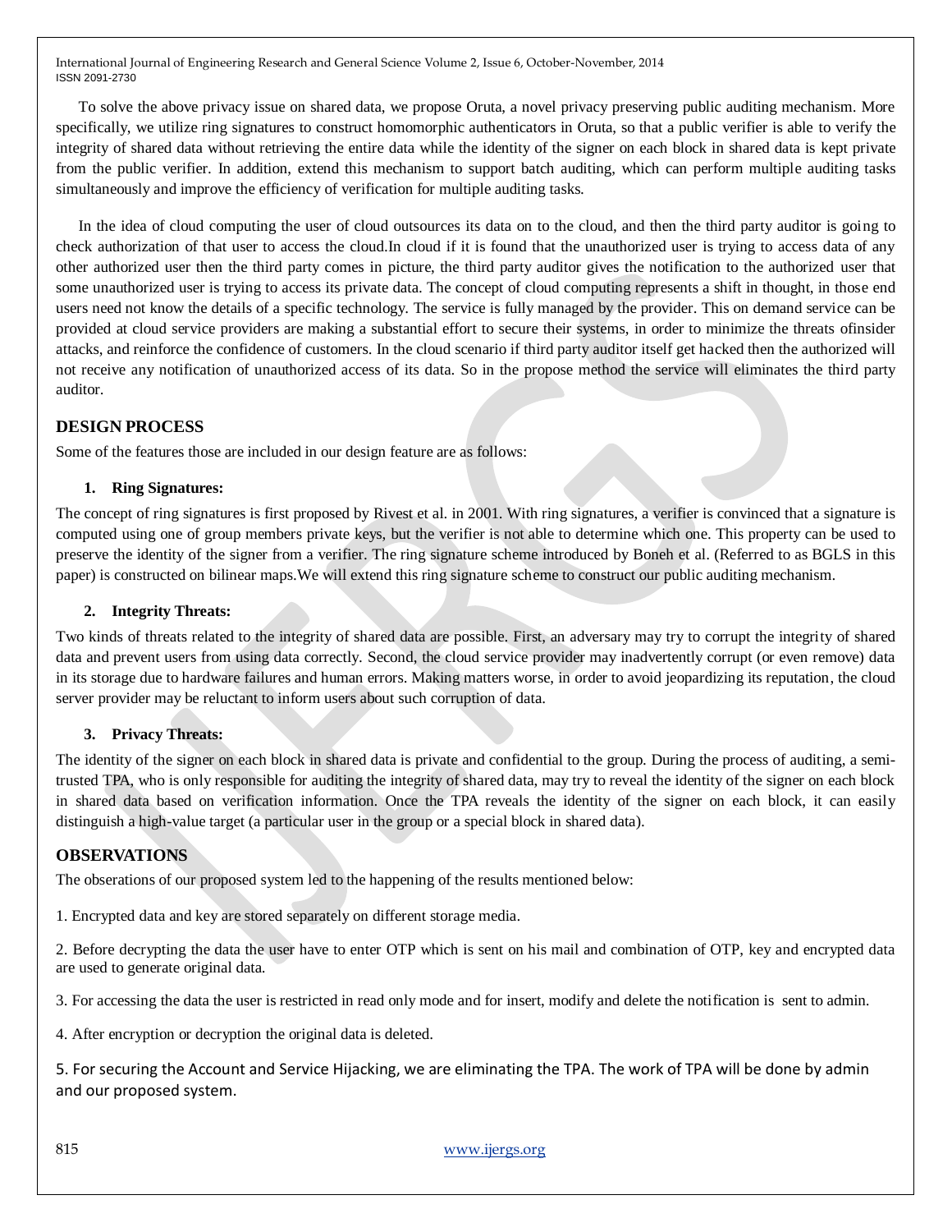To solve the above privacy issue on shared data, we propose Oruta, a novel privacy preserving public auditing mechanism. More specifically, we utilize ring signatures to construct homomorphic authenticators in Oruta, so that a public verifier is able to verify the integrity of shared data without retrieving the entire data while the identity of the signer on each block in shared data is kept private from the public verifier. In addition, extend this mechanism to support batch auditing, which can perform multiple auditing tasks simultaneously and improve the efficiency of verification for multiple auditing tasks.

In the idea of cloud computing the user of cloud outsources its data on to the cloud, and then the third party auditor is going to check authorization of that user to access the cloud.In cloud if it is found that the unauthorized user is trying to access data of any other authorized user then the third party comes in picture, the third party auditor gives the notification to the authorized user that some unauthorized user is trying to access its private data. The concept of cloud computing represents a shift in thought, in those end users need not know the details of a specific technology. The service is fully managed by the provider. This on demand service can be provided at cloud service providers are making a substantial effort to secure their systems, in order to minimize the threats ofinsider attacks, and reinforce the confidence of customers. In the cloud scenario if third party auditor itself get hacked then the authorized will not receive any notification of unauthorized access of its data. So in the propose method the service will eliminates the third party auditor.

## DESIGN PROCESS

Some of the features those are included in our design feature are as follows:

### 1. Ring Signatures:

The concept of ring signatures is first proposed by Rivest et al. in 2001. With ring signatures, a verifier is convinced that a signature is computed using one of group members private keys, but the verifier is not able to determine which one. This property can be used to preserve the identity of the signer from a verifier. The ring signature scheme introduced by Boneh et al. (Referred to as BGLS in this paper) is constructed on bilinear maps.We will extend this ring signature scheme to construct our public auditing mechanism.

### 2. Integrity Threats:

Two kinds of threats related to the integrity of shared data are possible. First, an adversary may try to corrupt the integrity of shared data and prevent users from using data correctly. Second, the cloud service provider may inadvertently corrupt (or even remove) data in its storage due to hardware failures and human errors. Making matters worse, in order to avoid jeopardizing its reputation, the cloud server provider may be reluctant to inform users about such corruption of data.

### 3. Privacy Threats:

The identity of the signer on each block in shared data is private and confidential to the group. During the process of auditing, a semi-trusted TPA, who is only responsible for auditing the integrity of shared data, may try to reveal the identity of the signer on each block in shared data based on verification information. Once the TPA reveals the identity of the signer on each block, it can easily distinguish a high-value target (a particular user in the group or a special block in shared data).

## OBSERVATIONS

The obserations of our proposed system led to the happening of the results mentioned below:

1. Encrypted data and key are stored separately on different storage media.

2. Before decrypting the data the user have to enter OTP which is sent on his mail and combination of OTP, key and encrypted data are used to generate original data.

3. For accessing the data the user is restricted in read only mode and for insert, modify and delete the notification is sent to admin.

4. After encryption or decryption the original data is deleted.

5. For securing the Account and Service Hijacking, we are eliminating the TPA. The work of TPA will be done by admin and our proposed system.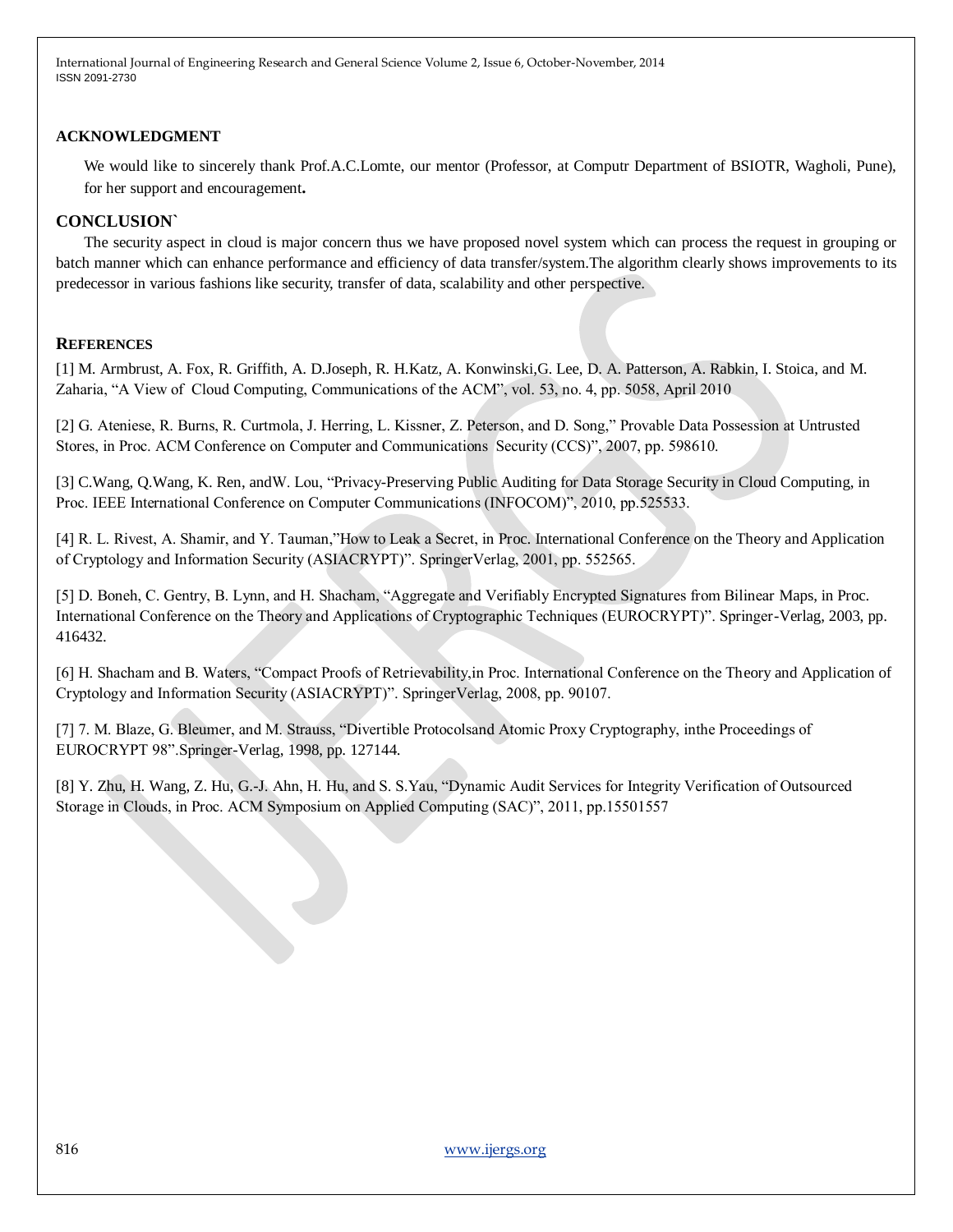## ACKNOWLEDGMENT

We would like to sincerely thank Prof.A.C.Lomte, our mentor (Professor, at Computr Department of BSIOTR, Wagholi, Pune), for her support and encouragement**.**

## CONCLUSION`

The security aspect in cloud is major concern thus we have proposed novel system which can process the request in grouping or batch manner which can enhance performance and efficiency of data transfer/system.The algorithm clearly shows improvements to its predecessor in various fashions like security, transfer of data, scalability and other perspective.

## REFERENCES

[1] M. Armbrust, A. Fox, R. Griffith, A. D.Joseph, R. H.Katz, A. Konwinski,G. Lee, D. A. Patterson, A. Rabkin, I. Stoica, and M. Zaharia, "A View of Cloud Computing, Communications of the ACM", vol. 53, no. 4, pp. 5058, April 2010

[2] G. Ateniese, R. Burns, R. Curtmola, J. Herring, L. Kissner, Z. Peterson, and D. Song," Provable Data Possession at Untrusted Stores, in Proc. ACM Conference on Computer and Communications Security (CCS)", 2007, pp. 598610.

[3] C.Wang, Q.Wang, K. Ren, andW. Lou, "Privacy-Preserving Public Auditing for Data Storage Security in Cloud Computing, in Proc. IEEE International Conference on Computer Communications (INFOCOM)", 2010, pp.525533.

[4] R. L. Rivest, A. Shamir, and Y. Tauman,"How to Leak a Secret, in Proc. International Conference on the Theory and Application of Cryptology and Information Security (ASIACRYPT)". SpringerVerlag, 2001, pp. 552565.

[5] D. Boneh, C. Gentry, B. Lynn, and H. Shacham, "Aggregate and Verifiably Encrypted Signatures from Bilinear Maps, in Proc. International Conference on the Theory and Applications of Cryptographic Techniques (EUROCRYPT)". Springer-Verlag, 2003, pp. 416432.

[6] H. Shacham and B. Waters, "Compact Proofs of Retrievability,in Proc. International Conference on the Theory and Application of Cryptology and Information Security (ASIACRYPT)". SpringerVerlag, 2008, pp. 90107.

[7] 7. M. Blaze, G. Bleumer, and M. Strauss, "Divertible Protocolsand Atomic Proxy Cryptography, inthe Proceedings of EUROCRYPT 98".Springer-Verlag, 1998, pp. 127144.

[8] Y. Zhu, H. Wang, Z. Hu, G.-J. Ahn, H. Hu, and S. S.Yau, "Dynamic Audit Services for Integrity Verification of Outsourced Storage in Clouds, in Proc. ACM Symposium on Applied Computing (SAC)", 2011, pp.15501557